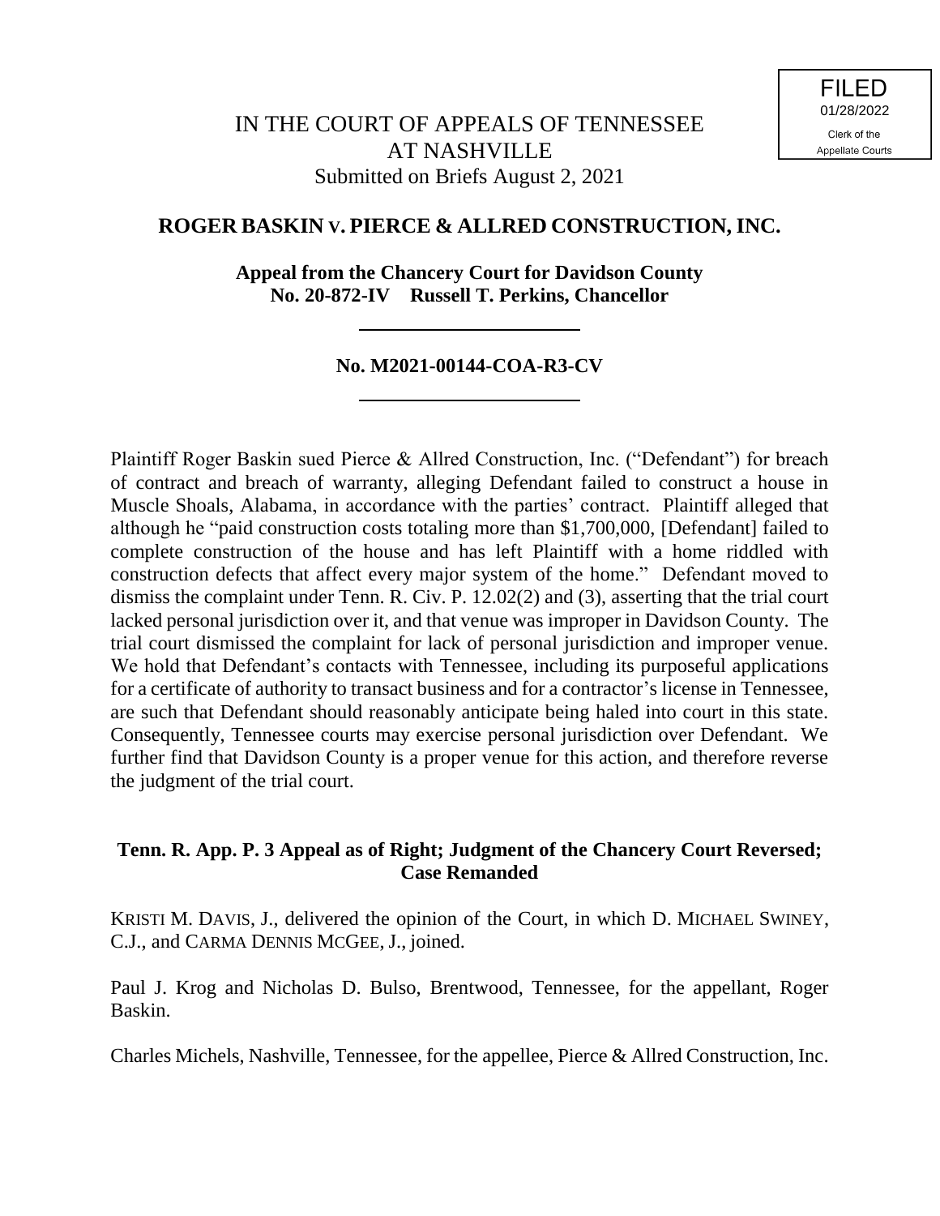FILED
01/28/2022
Clerk of the
Appellate Courts

# IN THE COURT OF APPEALS OF TENNESSEE AT NASHVILLE
Submitted on Briefs August 2, 2021

## ROGER BASKIN V. PIERCE & ALLRED CONSTRUCTION, INC.

**Appeal from the Chancery Court for Davidson County**
**No. 20-872-IV Russell T. Perkins, Chancellor**

---

**No. M2021-00144-COA-R3-CV**

---

Plaintiff Roger Baskin sued Pierce & Allred Construction, Inc. ("Defendant") for breach of contract and breach of warranty, alleging Defendant failed to construct a house in Muscle Shoals, Alabama, in accordance with the parties' contract. Plaintiff alleged that although he "paid construction costs totaling more than $1,700,000, [Defendant] failed to complete construction of the house and has left Plaintiff with a home riddled with construction defects that affect every major system of the home." Defendant moved to dismiss the complaint under Tenn. R. Civ. P. 12.02(2) and (3), asserting that the trial court lacked personal jurisdiction over it, and that venue was improper in Davidson County. The trial court dismissed the complaint for lack of personal jurisdiction and improper venue. We hold that Defendant's contacts with Tennessee, including its purposeful applications for a certificate of authority to transact business and for a contractor's license in Tennessee, are such that Defendant should reasonably anticipate being haled into court in this state. Consequently, Tennessee courts may exercise personal jurisdiction over Defendant. We further find that Davidson County is a proper venue for this action, and therefore reverse the judgment of the trial court.

**Tenn. R. App. P. 3 Appeal as of Right; Judgment of the Chancery Court Reversed; Case Remanded**

KRISTI M. DAVIS, J., delivered the opinion of the Court, in which D. MICHAEL SWINEY, C.J., and CARMA DENNIS MCGEE, J., joined.

Paul J. Krog and Nicholas D. Bulso, Brentwood, Tennessee, for the appellant, Roger Baskin.

Charles Michels, Nashville, Tennessee, for the appellee, Pierce & Allred Construction, Inc.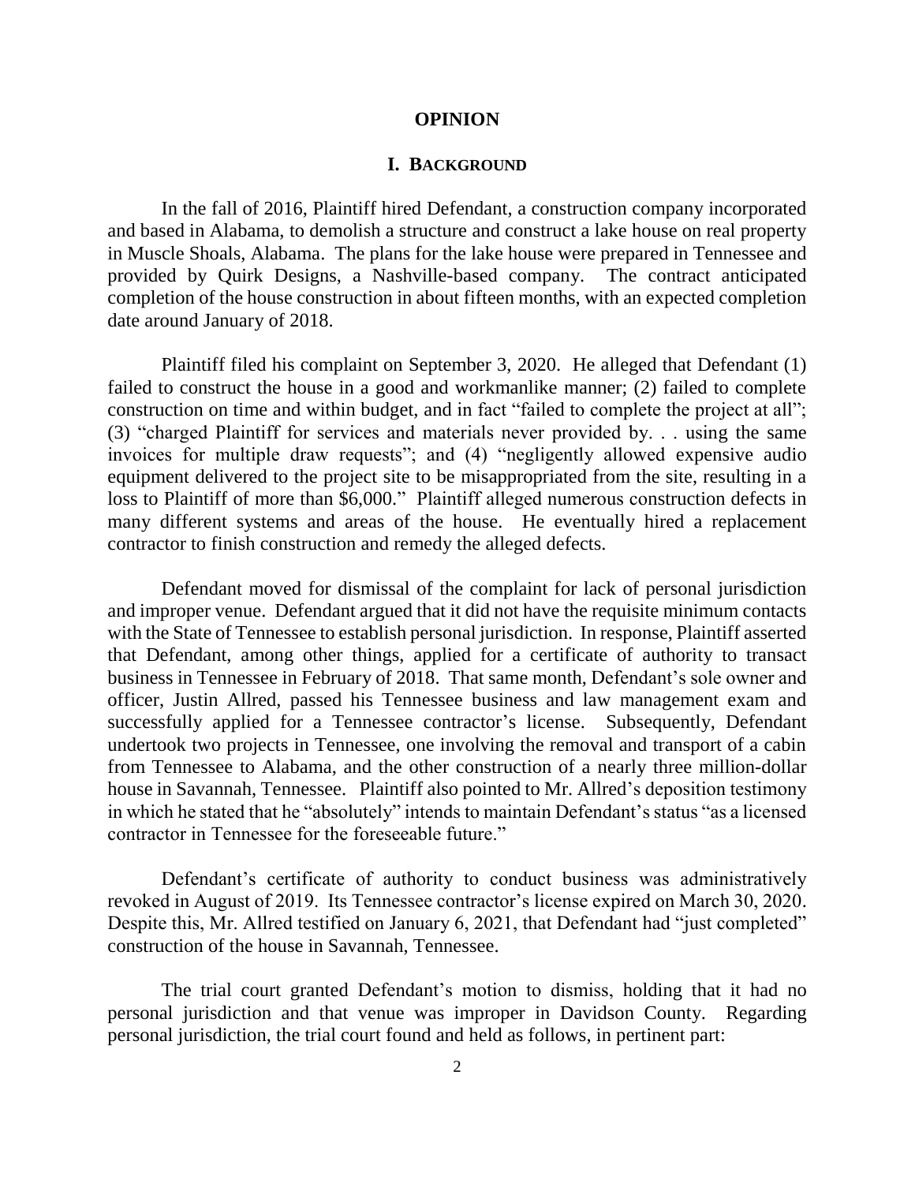# OPINION

## I. BACKGROUND

In the fall of 2016, Plaintiff hired Defendant, a construction company incorporated and based in Alabama, to demolish a structure and construct a lake house on real property in Muscle Shoals, Alabama. The plans for the lake house were prepared in Tennessee and provided by Quirk Designs, a Nashville-based company. The contract anticipated completion of the house construction in about fifteen months, with an expected completion date around January of 2018.

Plaintiff filed his complaint on September 3, 2020. He alleged that Defendant (1) failed to construct the house in a good and workmanlike manner; (2) failed to complete construction on time and within budget, and in fact "failed to complete the project at all"; (3) "charged Plaintiff for services and materials never provided by. . . using the same invoices for multiple draw requests"; and (4) "negligently allowed expensive audio equipment delivered to the project site to be misappropriated from the site, resulting in a loss to Plaintiff of more than $6,000." Plaintiff alleged numerous construction defects in many different systems and areas of the house. He eventually hired a replacement contractor to finish construction and remedy the alleged defects.

Defendant moved for dismissal of the complaint for lack of personal jurisdiction and improper venue. Defendant argued that it did not have the requisite minimum contacts with the State of Tennessee to establish personal jurisdiction. In response, Plaintiff asserted that Defendant, among other things, applied for a certificate of authority to transact business in Tennessee in February of 2018. That same month, Defendant's sole owner and officer, Justin Allred, passed his Tennessee business and law management exam and successfully applied for a Tennessee contractor's license. Subsequently, Defendant undertook two projects in Tennessee, one involving the removal and transport of a cabin from Tennessee to Alabama, and the other construction of a nearly three million-dollar house in Savannah, Tennessee. Plaintiff also pointed to Mr. Allred's deposition testimony in which he stated that he "absolutely" intends to maintain Defendant's status "as a licensed contractor in Tennessee for the foreseeable future."

Defendant's certificate of authority to conduct business was administratively revoked in August of 2019. Its Tennessee contractor's license expired on March 30, 2020. Despite this, Mr. Allred testified on January 6, 2021, that Defendant had "just completed" construction of the house in Savannah, Tennessee.

The trial court granted Defendant's motion to dismiss, holding that it had no personal jurisdiction and that venue was improper in Davidson County. Regarding personal jurisdiction, the trial court found and held as follows, in pertinent part: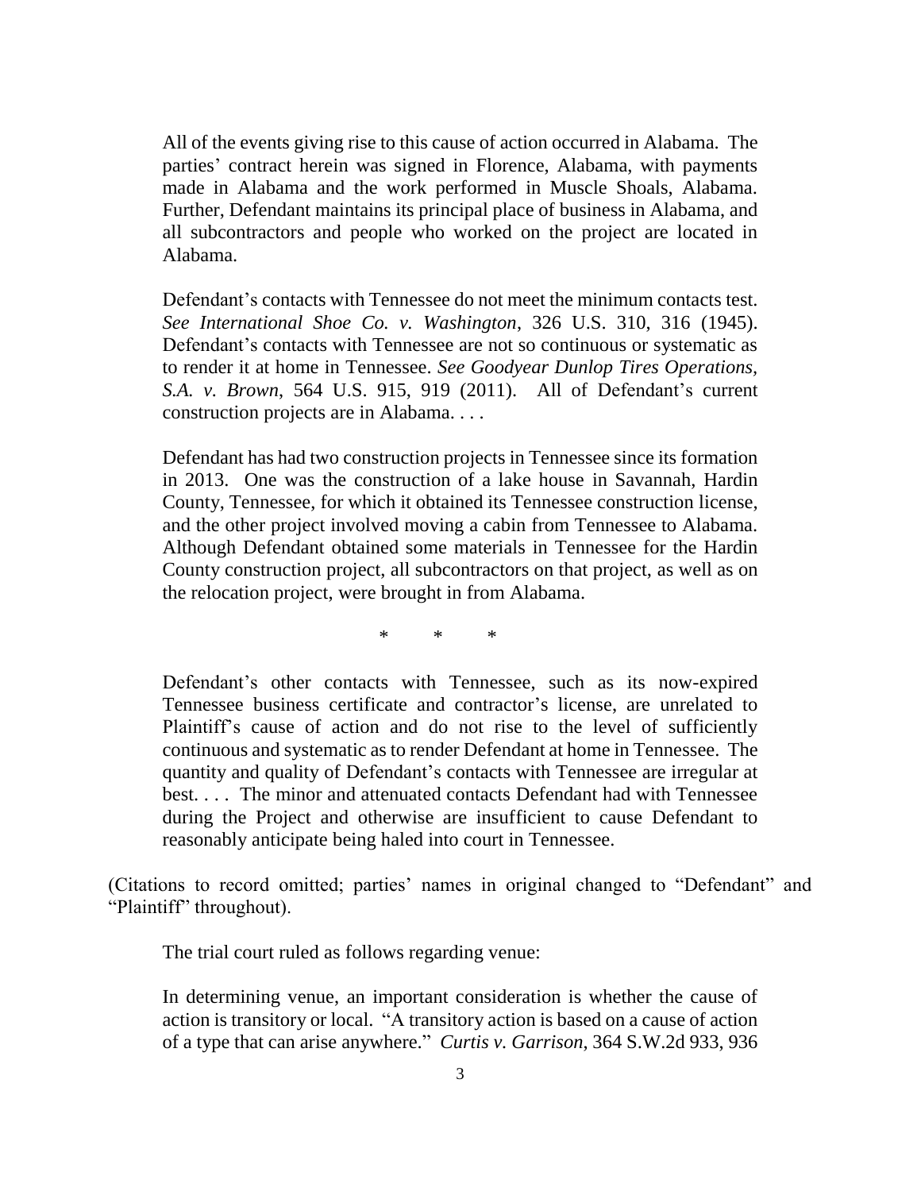> All of the events giving rise to this cause of action occurred in Alabama. The parties' contract herein was signed in Florence, Alabama, with payments made in Alabama and the work performed in Muscle Shoals, Alabama. Further, Defendant maintains its principal place of business in Alabama, and all subcontractors and people who worked on the project are located in Alabama.
>
> Defendant's contacts with Tennessee do not meet the minimum contacts test. *See International Shoe Co. v. Washington*, 326 U.S. 310, 316 (1945). Defendant's contacts with Tennessee are not so continuous or systematic as to render it at home in Tennessee. *See Goodyear Dunlop Tires Operations, S.A. v. Brown*, 564 U.S. 915, 919 (2011). All of Defendant's current construction projects are in Alabama. . . .
>
> Defendant has had two construction projects in Tennessee since its formation in 2013. One was the construction of a lake house in Savannah, Hardin County, Tennessee, for which it obtained its Tennessee construction license, and the other project involved moving a cabin from Tennessee to Alabama. Although Defendant obtained some materials in Tennessee for the Hardin County construction project, all subcontractors on that project, as well as on the relocation project, were brought in from Alabama.
>
> \* \* \*
>
> Defendant's other contacts with Tennessee, such as its now-expired Tennessee business certificate and contractor's license, are unrelated to Plaintiff's cause of action and do not rise to the level of sufficiently continuous and systematic as to render Defendant at home in Tennessee. The quantity and quality of Defendant's contacts with Tennessee are irregular at best. . . . The minor and attenuated contacts Defendant had with Tennessee during the Project and otherwise are insufficient to cause Defendant to reasonably anticipate being haled into court in Tennessee.

(Citations to record omitted; parties' names in original changed to "Defendant" and "Plaintiff" throughout).

The trial court ruled as follows regarding venue:

> In determining venue, an important consideration is whether the cause of action is transitory or local. "A transitory action is based on a cause of action of a type that can arise anywhere." *Curtis v. Garrison*, 364 S.W.2d 933, 936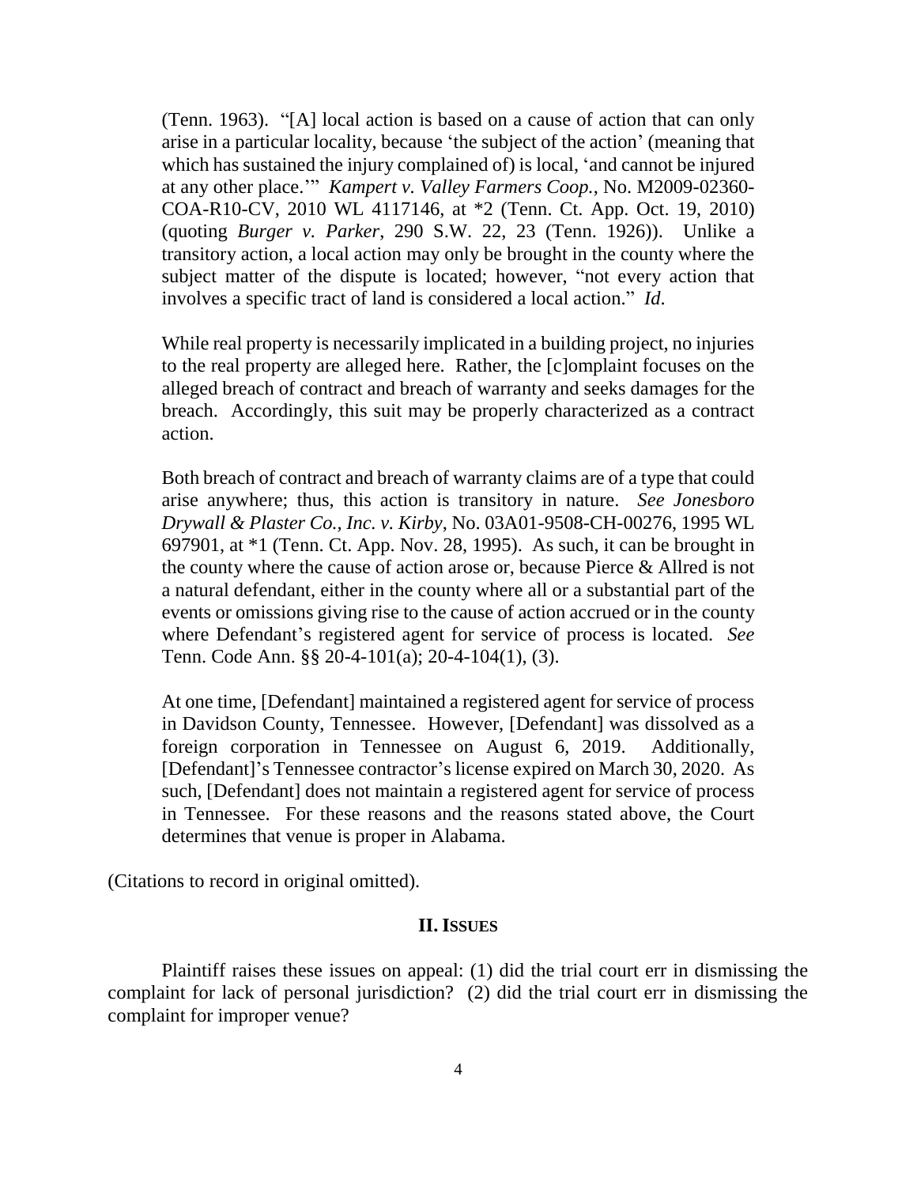(Tenn. 1963). "[A] local action is based on a cause of action that can only arise in a particular locality, because 'the subject of the action' (meaning that which has sustained the injury complained of) is local, 'and cannot be injured at any other place.'" *Kampert v. Valley Farmers Coop.*, No. M2009-02360-COA-R10-CV, 2010 WL 4117146, at *2 (Tenn. Ct. App. Oct. 19, 2010) (quoting *Burger v. Parker*, 290 S.W. 22, 23 (Tenn. 1926)). Unlike a transitory action, a local action may only be brought in the county where the subject matter of the dispute is located; however, "not every action that involves a specific tract of land is considered a local action." *Id*.

While real property is necessarily implicated in a building project, no injuries to the real property are alleged here. Rather, the [c]omplaint focuses on the alleged breach of contract and breach of warranty and seeks damages for the breach. Accordingly, this suit may be properly characterized as a contract action.

Both breach of contract and breach of warranty claims are of a type that could arise anywhere; thus, this action is transitory in nature. *See Jonesboro Drywall & Plaster Co., Inc. v. Kirby*, No. 03A01-9508-CH-00276, 1995 WL 697901, at *1 (Tenn. Ct. App. Nov. 28, 1995). As such, it can be brought in the county where the cause of action arose or, because Pierce & Allred is not a natural defendant, either in the county where all or a substantial part of the events or omissions giving rise to the cause of action accrued or in the county where Defendant's registered agent for service of process is located. *See* Tenn. Code Ann. §§ 20-4-101(a); 20-4-104(1), (3).

At one time, [Defendant] maintained a registered agent for service of process in Davidson County, Tennessee. However, [Defendant] was dissolved as a foreign corporation in Tennessee on August 6, 2019. Additionally, [Defendant]'s Tennessee contractor's license expired on March 30, 2020. As such, [Defendant] does not maintain a registered agent for service of process in Tennessee. For these reasons and the reasons stated above, the Court determines that venue is proper in Alabama.

(Citations to record in original omitted).

## II. Issues

Plaintiff raises these issues on appeal: (1) did the trial court err in dismissing the complaint for lack of personal jurisdiction? (2) did the trial court err in dismissing the complaint for improper venue?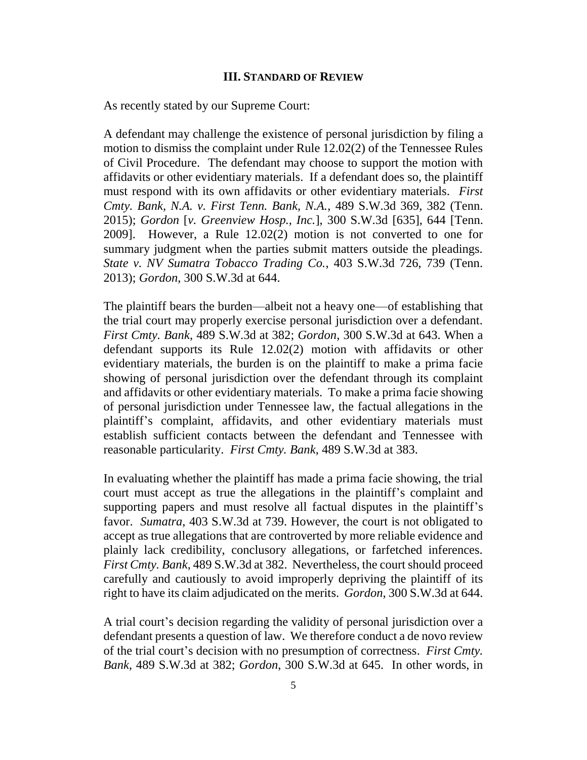### III. Standard of Review

As recently stated by our Supreme Court:

> A defendant may challenge the existence of personal jurisdiction by filing a motion to dismiss the complaint under Rule 12.02(2) of the Tennessee Rules of Civil Procedure. The defendant may choose to support the motion with affidavits or other evidentiary materials. If a defendant does so, the plaintiff must respond with its own affidavits or other evidentiary materials. *First Cmty. Bank, N.A. v. First Tenn. Bank, N.A.*, 489 S.W.3d 369, 382 (Tenn. 2015); *Gordon* [*v. Greenview Hosp., Inc.*], 300 S.W.3d [635], 644 [Tenn. 2009]. However, a Rule 12.02(2) motion is not converted to one for summary judgment when the parties submit matters outside the pleadings. *State v. NV Sumatra Tobacco Trading Co.*, 403 S.W.3d 726, 739 (Tenn. 2013); *Gordon*, 300 S.W.3d at 644.
>
> The plaintiff bears the burden—albeit not a heavy one—of establishing that the trial court may properly exercise personal jurisdiction over a defendant. *First Cmty. Bank*, 489 S.W.3d at 382; *Gordon*, 300 S.W.3d at 643. When a defendant supports its Rule 12.02(2) motion with affidavits or other evidentiary materials, the burden is on the plaintiff to make a prima facie showing of personal jurisdiction over the defendant through its complaint and affidavits or other evidentiary materials. To make a prima facie showing of personal jurisdiction under Tennessee law, the factual allegations in the plaintiff's complaint, affidavits, and other evidentiary materials must establish sufficient contacts between the defendant and Tennessee with reasonable particularity. *First Cmty. Bank*, 489 S.W.3d at 383.
>
> In evaluating whether the plaintiff has made a prima facie showing, the trial court must accept as true the allegations in the plaintiff's complaint and supporting papers and must resolve all factual disputes in the plaintiff's favor. *Sumatra*, 403 S.W.3d at 739. However, the court is not obligated to accept as true allegations that are controverted by more reliable evidence and plainly lack credibility, conclusory allegations, or farfetched inferences. *First Cmty. Bank*, 489 S.W.3d at 382. Nevertheless, the court should proceed carefully and cautiously to avoid improperly depriving the plaintiff of its right to have its claim adjudicated on the merits. *Gordon*, 300 S.W.3d at 644.
>
> A trial court's decision regarding the validity of personal jurisdiction over a defendant presents a question of law. We therefore conduct a de novo review of the trial court's decision with no presumption of correctness. *First Cmty. Bank*, 489 S.W.3d at 382; *Gordon*, 300 S.W.3d at 645. In other words, in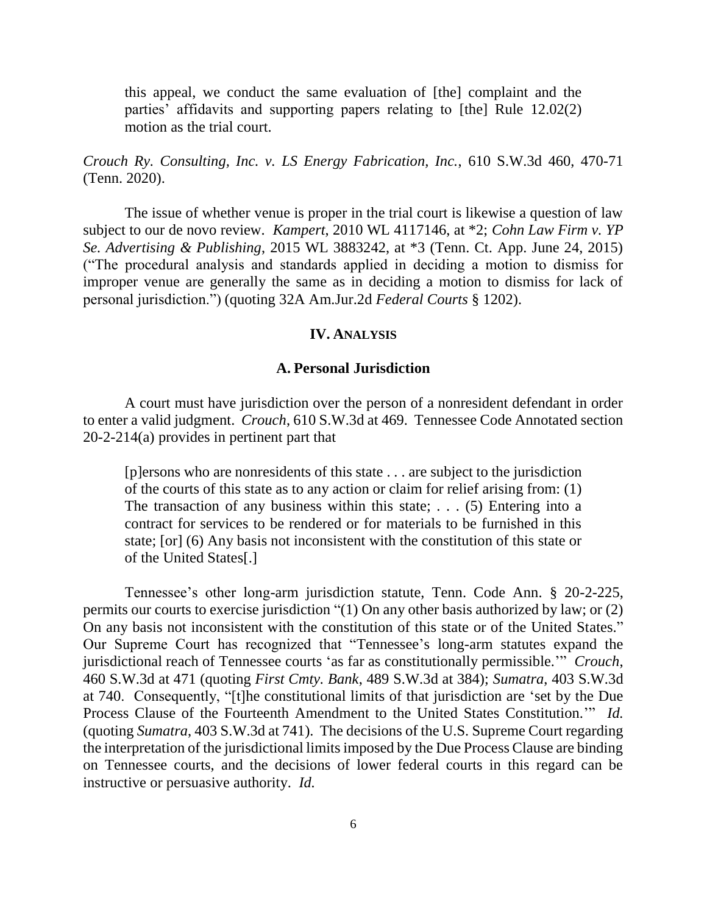> this appeal, we conduct the same evaluation of [the] complaint and the parties' affidavits and supporting papers relating to [the] Rule 12.02(2) motion as the trial court.

*Crouch Ry. Consulting, Inc. v. LS Energy Fabrication, Inc.*, 610 S.W.3d 460, 470-71 (Tenn. 2020).

The issue of whether venue is proper in the trial court is likewise a question of law subject to our de novo review. *Kampert*, 2010 WL 4117146, at *2; *Cohn Law Firm v. YP Se. Advertising & Publishing*, 2015 WL 3883242, at *3 (Tenn. Ct. App. June 24, 2015) ("The procedural analysis and standards applied in deciding a motion to dismiss for improper venue are generally the same as in deciding a motion to dismiss for lack of personal jurisdiction.") (quoting 32A Am.Jur.2d *Federal Courts* § 1202).

## IV. Analysis

### A. Personal Jurisdiction

A court must have jurisdiction over the person of a nonresident defendant in order to enter a valid judgment. *Crouch*, 610 S.W.3d at 469. Tennessee Code Annotated section 20-2-214(a) provides in pertinent part that

> [p]ersons who are nonresidents of this state . . . are subject to the jurisdiction of the courts of this state as to any action or claim for relief arising from: (1) The transaction of any business within this state; . . . (5) Entering into a contract for services to be rendered or for materials to be furnished in this state; [or] (6) Any basis not inconsistent with the constitution of this state or of the United States[.]

Tennessee's other long-arm jurisdiction statute, Tenn. Code Ann. § 20-2-225, permits our courts to exercise jurisdiction "(1) On any other basis authorized by law; or (2) On any basis not inconsistent with the constitution of this state or of the United States." Our Supreme Court has recognized that "Tennessee's long-arm statutes expand the jurisdictional reach of Tennessee courts 'as far as constitutionally permissible.'" *Crouch*, 460 S.W.3d at 471 (quoting *First Cmty. Bank*, 489 S.W.3d at 384); *Sumatra*, 403 S.W.3d at 740. Consequently, "[t]he constitutional limits of that jurisdiction are 'set by the Due Process Clause of the Fourteenth Amendment to the United States Constitution.'" *Id.* (quoting *Sumatra*, 403 S.W.3d at 741). The decisions of the U.S. Supreme Court regarding the interpretation of the jurisdictional limits imposed by the Due Process Clause are binding on Tennessee courts, and the decisions of lower federal courts in this regard can be instructive or persuasive authority. *Id.*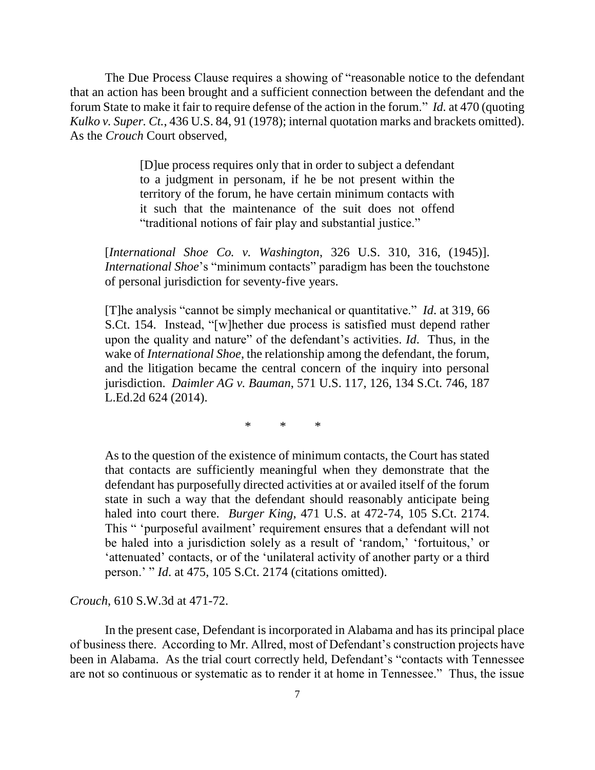The Due Process Clause requires a showing of "reasonable notice to the defendant that an action has been brought and a sufficient connection between the defendant and the forum State to make it fair to require defense of the action in the forum." *Id.* at 470 (quoting *Kulko v. Super. Ct.*, 436 U.S. 84, 91 (1978); internal quotation marks and brackets omitted). As the *Crouch* Court observed,

> [D]ue process requires only that in order to subject a defendant to a judgment in personam, if he be not present within the territory of the forum, he have certain minimum contacts with it such that the maintenance of the suit does not offend "traditional notions of fair play and substantial justice."

> [*International Shoe Co. v. Washington*, 326 U.S. 310, 316, (1945)]. *International Shoe*'s "minimum contacts" paradigm has been the touchstone of personal jurisdiction for seventy-five years.
>
> [T]he analysis "cannot be simply mechanical or quantitative." *Id*. at 319, 66 S.Ct. 154. Instead, "[w]hether due process is satisfied must depend rather upon the quality and nature" of the defendant's activities. *Id*. Thus, in the wake of *International Shoe*, the relationship among the defendant, the forum, and the litigation became the central concern of the inquiry into personal jurisdiction. *Daimler AG v. Bauman*, 571 U.S. 117, 126, 134 S.Ct. 746, 187 L.Ed.2d 624 (2014).
>
> \* \* \*
>
> As to the question of the existence of minimum contacts, the Court has stated that contacts are sufficiently meaningful when they demonstrate that the defendant has purposefully directed activities at or availed itself of the forum state in such a way that the defendant should reasonably anticipate being haled into court there. *Burger King*, 471 U.S. at 472-74, 105 S.Ct. 2174. This " 'purposeful availment' requirement ensures that a defendant will not be haled into a jurisdiction solely as a result of 'random,' 'fortuitous,' or 'attenuated' contacts, or of the 'unilateral activity of another party or a third person.' " *Id*. at 475, 105 S.Ct. 2174 (citations omitted).

*Crouch*, 610 S.W.3d at 471-72.

In the present case, Defendant is incorporated in Alabama and has its principal place of business there. According to Mr. Allred, most of Defendant's construction projects have been in Alabama. As the trial court correctly held, Defendant's "contacts with Tennessee are not so continuous or systematic as to render it at home in Tennessee." Thus, the issue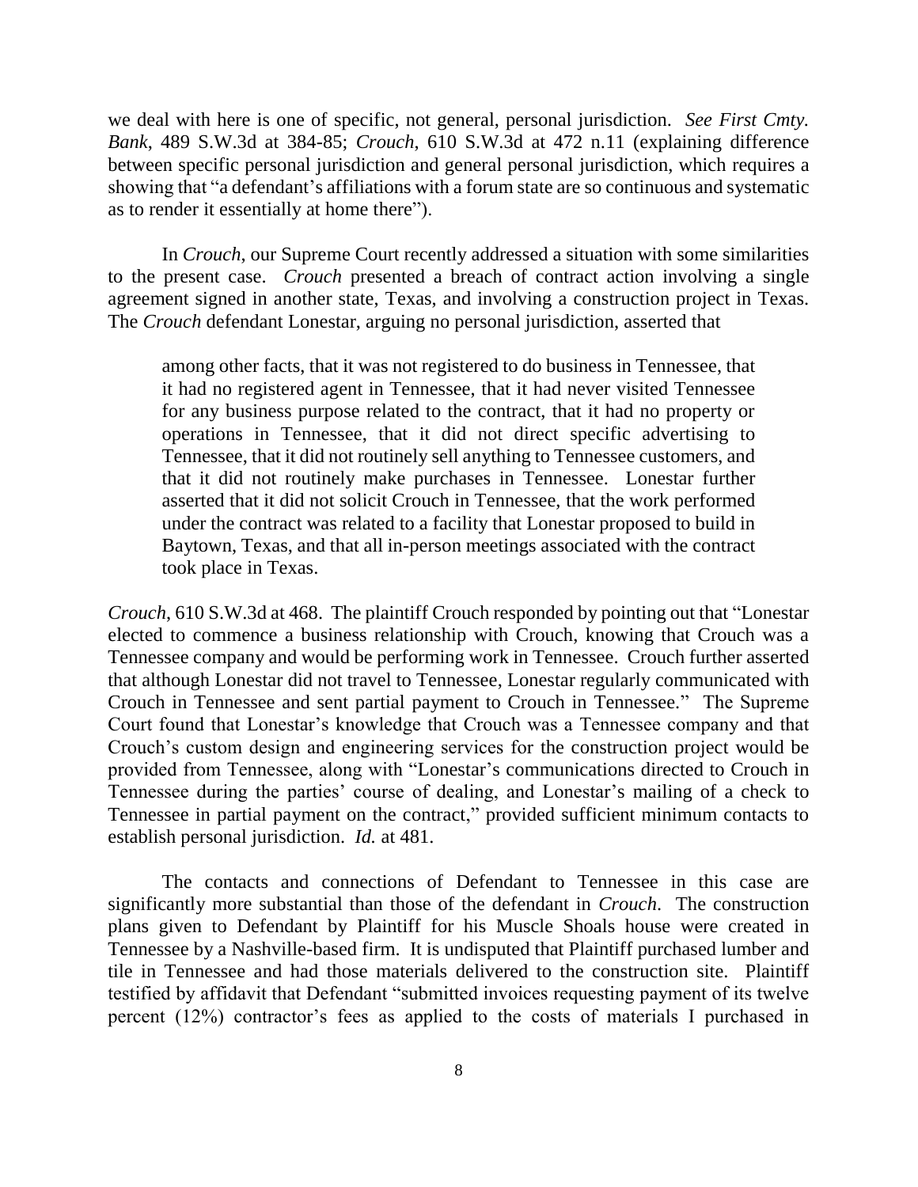we deal with here is one of specific, not general, personal jurisdiction. *See First Cmty. Bank*, 489 S.W.3d at 384-85; *Crouch*, 610 S.W.3d at 472 n.11 (explaining difference between specific personal jurisdiction and general personal jurisdiction, which requires a showing that "a defendant's affiliations with a forum state are so continuous and systematic as to render it essentially at home there").

In *Crouch*, our Supreme Court recently addressed a situation with some similarities to the present case. *Crouch* presented a breach of contract action involving a single agreement signed in another state, Texas, and involving a construction project in Texas. The *Crouch* defendant Lonestar, arguing no personal jurisdiction, asserted that

> among other facts, that it was not registered to do business in Tennessee, that it had no registered agent in Tennessee, that it had never visited Tennessee for any business purpose related to the contract, that it had no property or operations in Tennessee, that it did not direct specific advertising to Tennessee, that it did not routinely sell anything to Tennessee customers, and that it did not routinely make purchases in Tennessee. Lonestar further asserted that it did not solicit Crouch in Tennessee, that the work performed under the contract was related to a facility that Lonestar proposed to build in Baytown, Texas, and that all in-person meetings associated with the contract took place in Texas.

*Crouch*, 610 S.W.3d at 468. The plaintiff Crouch responded by pointing out that "Lonestar elected to commence a business relationship with Crouch, knowing that Crouch was a Tennessee company and would be performing work in Tennessee. Crouch further asserted that although Lonestar did not travel to Tennessee, Lonestar regularly communicated with Crouch in Tennessee and sent partial payment to Crouch in Tennessee." The Supreme Court found that Lonestar's knowledge that Crouch was a Tennessee company and that Crouch's custom design and engineering services for the construction project would be provided from Tennessee, along with "Lonestar's communications directed to Crouch in Tennessee during the parties' course of dealing, and Lonestar's mailing of a check to Tennessee in partial payment on the contract," provided sufficient minimum contacts to establish personal jurisdiction. *Id.* at 481.

The contacts and connections of Defendant to Tennessee in this case are significantly more substantial than those of the defendant in *Crouch*. The construction plans given to Defendant by Plaintiff for his Muscle Shoals house were created in Tennessee by a Nashville-based firm. It is undisputed that Plaintiff purchased lumber and tile in Tennessee and had those materials delivered to the construction site. Plaintiff testified by affidavit that Defendant "submitted invoices requesting payment of its twelve percent (12%) contractor's fees as applied to the costs of materials I purchased in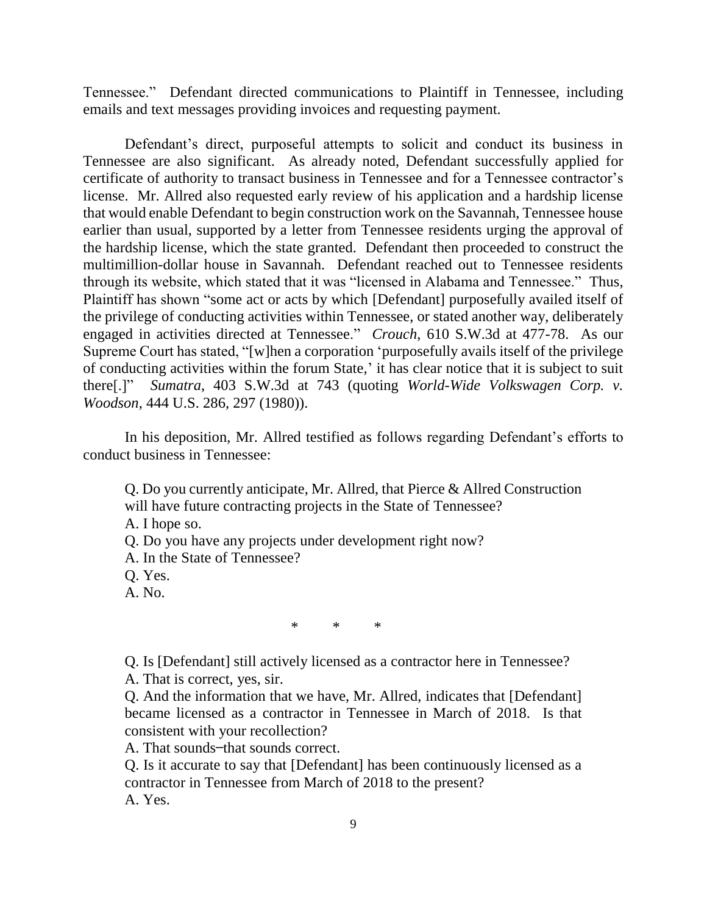Tennessee." Defendant directed communications to Plaintiff in Tennessee, including emails and text messages providing invoices and requesting payment.

Defendant's direct, purposeful attempts to solicit and conduct its business in Tennessee are also significant. As already noted, Defendant successfully applied for certificate of authority to transact business in Tennessee and for a Tennessee contractor's license. Mr. Allred also requested early review of his application and a hardship license that would enable Defendant to begin construction work on the Savannah, Tennessee house earlier than usual, supported by a letter from Tennessee residents urging the approval of the hardship license, which the state granted. Defendant then proceeded to construct the multimillion-dollar house in Savannah. Defendant reached out to Tennessee residents through its website, which stated that it was "licensed in Alabama and Tennessee." Thus, Plaintiff has shown "some act or acts by which [Defendant] purposefully availed itself of the privilege of conducting activities within Tennessee, or stated another way, deliberately engaged in activities directed at Tennessee." *Crouch*, 610 S.W.3d at 477-78. As our Supreme Court has stated, "[w]hen a corporation 'purposefully avails itself of the privilege of conducting activities within the forum State,' it has clear notice that it is subject to suit there[.]" *Sumatra*, 403 S.W.3d at 743 (quoting *World-Wide Volkswagen Corp. v. Woodson*, 444 U.S. 286, 297 (1980)).

In his deposition, Mr. Allred testified as follows regarding Defendant's efforts to conduct business in Tennessee:

> Q. Do you currently anticipate, Mr. Allred, that Pierce & Allred Construction will have future contracting projects in the State of Tennessee?
> A. I hope so.
> Q. Do you have any projects under development right now?
> A. In the State of Tennessee?
> Q. Yes.
> A. No.
>
> \* \* \*
>
> Q. Is [Defendant] still actively licensed as a contractor here in Tennessee?
> A. That is correct, yes, sir.
> Q. And the information that we have, Mr. Allred, indicates that [Defendant] became licensed as a contractor in Tennessee in March of 2018. Is that consistent with your recollection?
> A. That sounds–that sounds correct.
> Q. Is it accurate to say that [Defendant] has been continuously licensed as a contractor in Tennessee from March of 2018 to the present?
> A. Yes.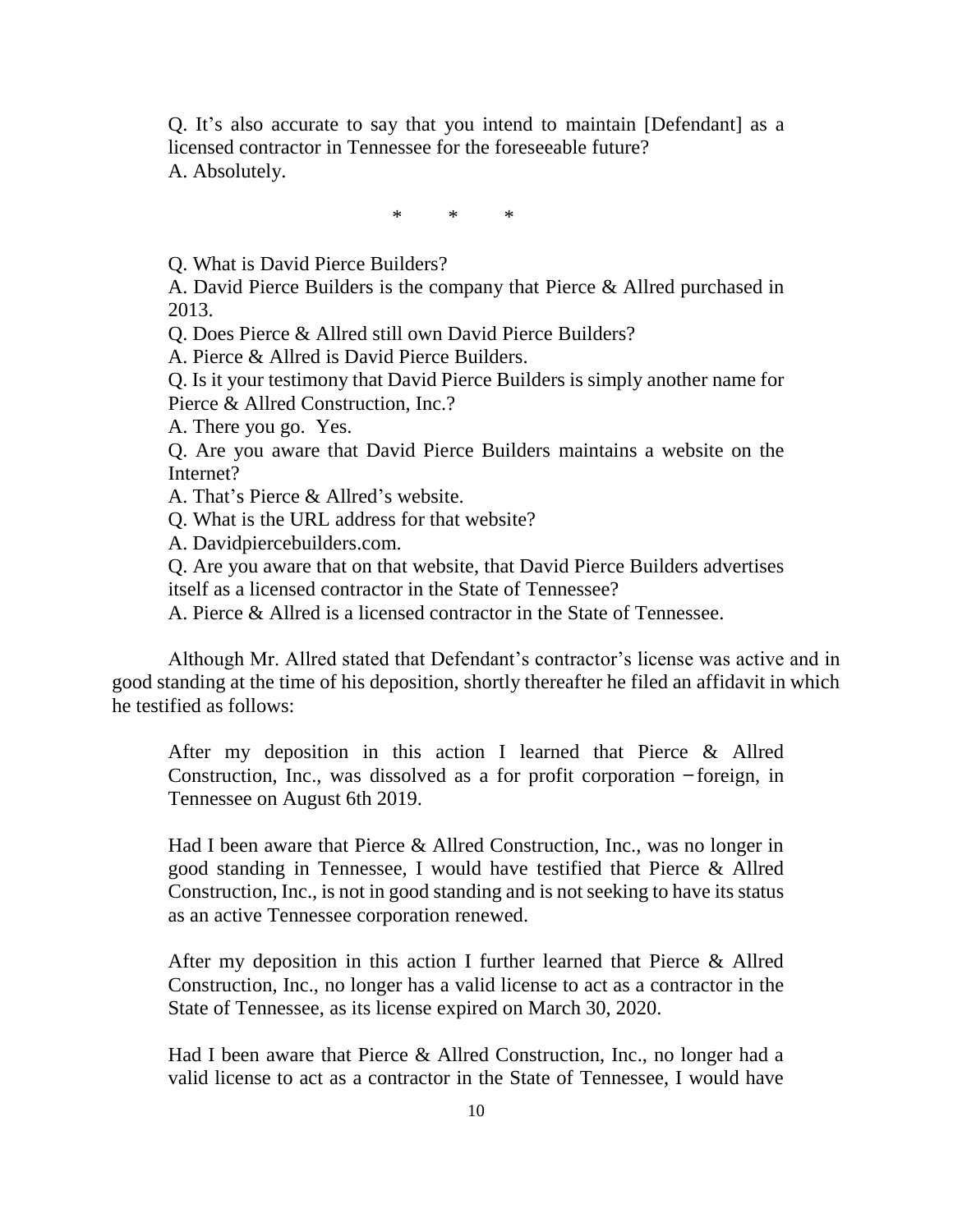> Q. It's also accurate to say that you intend to maintain [Defendant] as a licensed contractor in Tennessee for the foreseeable future?
> A. Absolutely.
>
> \* \* \*
>
> Q. What is David Pierce Builders?
> A. David Pierce Builders is the company that Pierce & Allred purchased in 2013.
> Q. Does Pierce & Allred still own David Pierce Builders?
> A. Pierce & Allred is David Pierce Builders.
> Q. Is it your testimony that David Pierce Builders is simply another name for Pierce & Allred Construction, Inc.?
> A. There you go. Yes.
> Q. Are you aware that David Pierce Builders maintains a website on the Internet?
> A. That's Pierce & Allred's website.
> Q. What is the URL address for that website?
> A. Davidpiercebuilders.com.
> Q. Are you aware that on that website, that David Pierce Builders advertises itself as a licensed contractor in the State of Tennessee?
> A. Pierce & Allred is a licensed contractor in the State of Tennessee.

Although Mr. Allred stated that Defendant's contractor's license was active and in good standing at the time of his deposition, shortly thereafter he filed an affidavit in which he testified as follows:

> After my deposition in this action I learned that Pierce & Allred Construction, Inc., was dissolved as a for profit corporation −foreign, in Tennessee on August 6th 2019.
>
> Had I been aware that Pierce & Allred Construction, Inc., was no longer in good standing in Tennessee, I would have testified that Pierce & Allred Construction, Inc., is not in good standing and is not seeking to have its status as an active Tennessee corporation renewed.
>
> After my deposition in this action I further learned that Pierce & Allred Construction, Inc., no longer has a valid license to act as a contractor in the State of Tennessee, as its license expired on March 30, 2020.
>
> Had I been aware that Pierce & Allred Construction, Inc., no longer had a valid license to act as a contractor in the State of Tennessee, I would have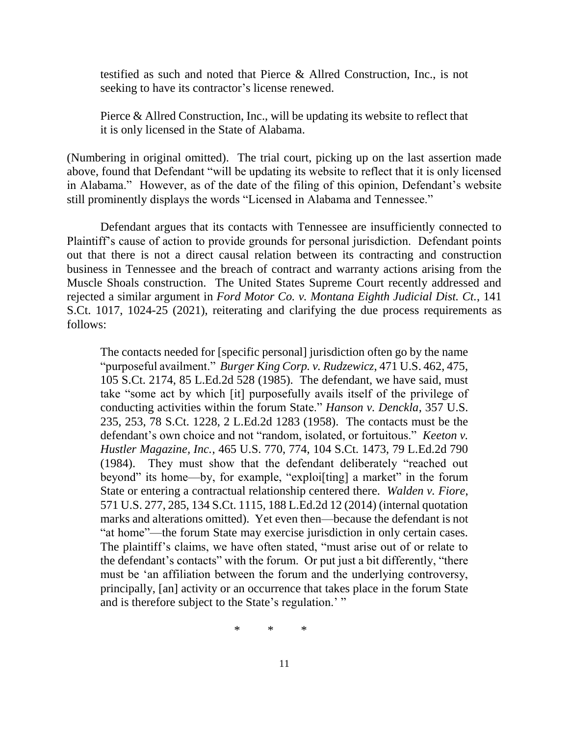> testified as such and noted that Pierce & Allred Construction, Inc., is not seeking to have its contractor's license renewed.
>
> Pierce & Allred Construction, Inc., will be updating its website to reflect that it is only licensed in the State of Alabama.

(Numbering in original omitted). The trial court, picking up on the last assertion made above, found that Defendant "will be updating its website to reflect that it is only licensed in Alabama." However, as of the date of the filing of this opinion, Defendant's website still prominently displays the words "Licensed in Alabama and Tennessee."

Defendant argues that its contacts with Tennessee are insufficiently connected to Plaintiff's cause of action to provide grounds for personal jurisdiction. Defendant points out that there is not a direct causal relation between its contracting and construction business in Tennessee and the breach of contract and warranty actions arising from the Muscle Shoals construction. The United States Supreme Court recently addressed and rejected a similar argument in *Ford Motor Co. v. Montana Eighth Judicial Dist. Ct.*, 141 S.Ct. 1017, 1024-25 (2021), reiterating and clarifying the due process requirements as follows:

> The contacts needed for [specific personal] jurisdiction often go by the name "purposeful availment." *Burger King Corp. v. Rudzewicz*, 471 U.S. 462, 475, 105 S.Ct. 2174, 85 L.Ed.2d 528 (1985). The defendant, we have said, must take "some act by which [it] purposefully avails itself of the privilege of conducting activities within the forum State." *Hanson v. Denckla*, 357 U.S. 235, 253, 78 S.Ct. 1228, 2 L.Ed.2d 1283 (1958). The contacts must be the defendant's own choice and not "random, isolated, or fortuitous." *Keeton v. Hustler Magazine, Inc.*, 465 U.S. 770, 774, 104 S.Ct. 1473, 79 L.Ed.2d 790 (1984). They must show that the defendant deliberately "reached out beyond" its home—by, for example, "exploi[ting] a market" in the forum State or entering a contractual relationship centered there. *Walden v. Fiore*, 571 U.S. 277, 285, 134 S.Ct. 1115, 188 L.Ed.2d 12 (2014) (internal quotation marks and alterations omitted). Yet even then—because the defendant is not "at home"—the forum State may exercise jurisdiction in only certain cases. The plaintiff's claims, we have often stated, "must arise out of or relate to the defendant's contacts" with the forum. Or put just a bit differently, "there must be 'an affiliation between the forum and the underlying controversy, principally, [an] activity or an occurrence that takes place in the forum State and is therefore subject to the State's regulation.' "
>
> \* \* \*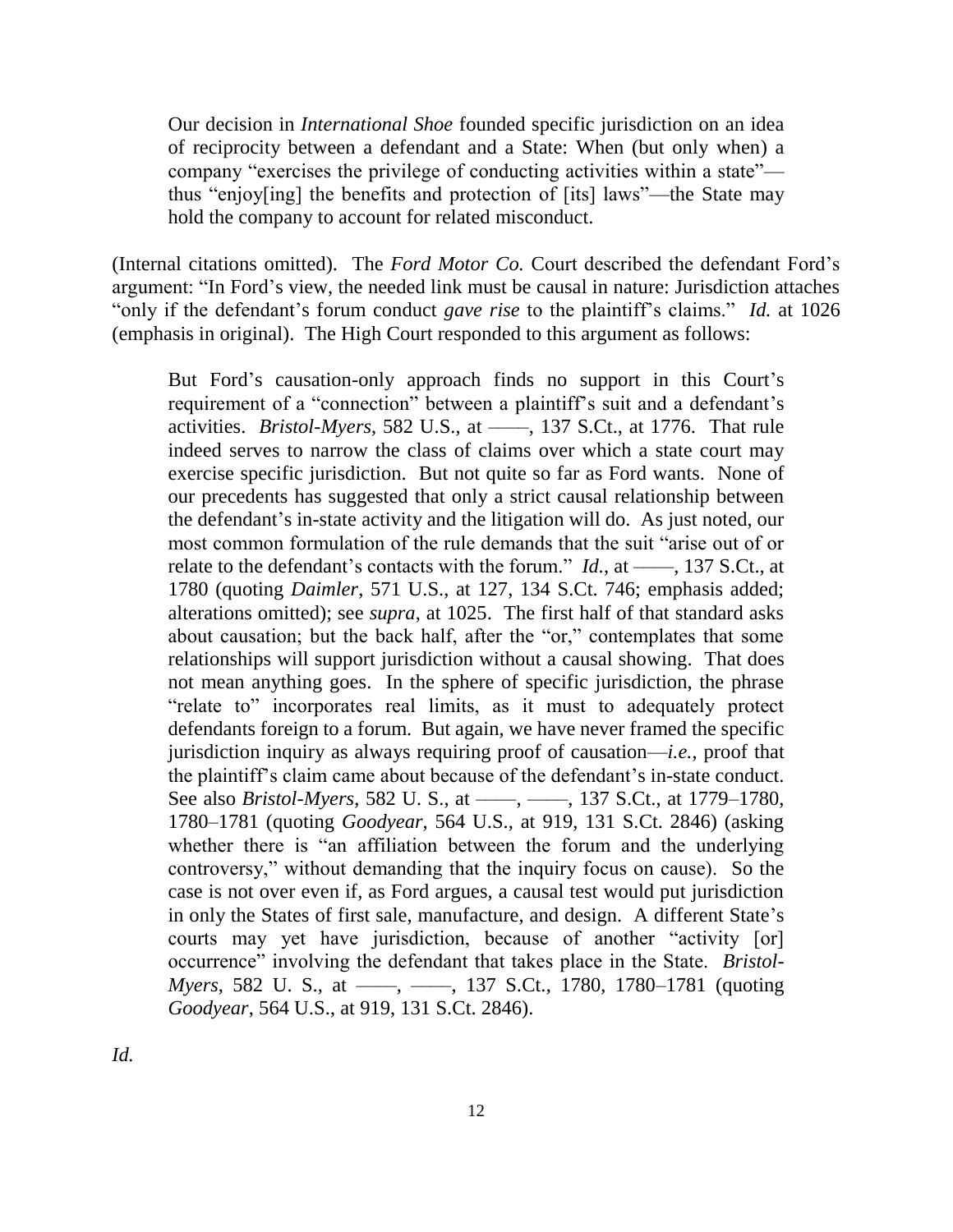> Our decision in *International Shoe* founded specific jurisdiction on an idea of reciprocity between a defendant and a State: When (but only when) a company "exercises the privilege of conducting activities within a state"—thus "enjoy[ing] the benefits and protection of [its] laws"—the State may hold the company to account for related misconduct.

(Internal citations omitted). The *Ford Motor Co.* Court described the defendant Ford's argument: "In Ford's view, the needed link must be causal in nature: Jurisdiction attaches "only if the defendant's forum conduct *gave rise* to the plaintiff's claims." *Id.* at 1026 (emphasis in original). The High Court responded to this argument as follows:

> But Ford's causation-only approach finds no support in this Court's requirement of a "connection" between a plaintiff's suit and a defendant's activities. *Bristol-Myers*, 582 U.S., at ——, 137 S.Ct., at 1776. That rule indeed serves to narrow the class of claims over which a state court may exercise specific jurisdiction. But not quite so far as Ford wants. None of our precedents has suggested that only a strict causal relationship between the defendant's in-state activity and the litigation will do. As just noted, our most common formulation of the rule demands that the suit "arise out of or relate to the defendant's contacts with the forum." *Id.*, at ——, 137 S.Ct., at 1780 (quoting *Daimler*, 571 U.S., at 127, 134 S.Ct. 746; emphasis added; alterations omitted); see *supra*, at 1025. The first half of that standard asks about causation; but the back half, after the "or," contemplates that some relationships will support jurisdiction without a causal showing. That does not mean anything goes. In the sphere of specific jurisdiction, the phrase "relate to" incorporates real limits, as it must to adequately protect defendants foreign to a forum. But again, we have never framed the specific jurisdiction inquiry as always requiring proof of causation—*i.e.*, proof that the plaintiff's claim came about because of the defendant's in-state conduct. See also *Bristol-Myers*, 582 U. S., at ——, ——, 137 S.Ct., at 1779–1780, 1780–1781 (quoting *Goodyear*, 564 U.S., at 919, 131 S.Ct. 2846) (asking whether there is "an affiliation between the forum and the underlying controversy," without demanding that the inquiry focus on cause). So the case is not over even if, as Ford argues, a causal test would put jurisdiction in only the States of first sale, manufacture, and design. A different State's courts may yet have jurisdiction, because of another "activity [or] occurrence" involving the defendant that takes place in the State. *Bristol-Myers*, 582 U. S., at ——, ——, 137 S.Ct., 1780, 1780–1781 (quoting *Goodyear*, 564 U.S., at 919, 131 S.Ct. 2846).

*Id.*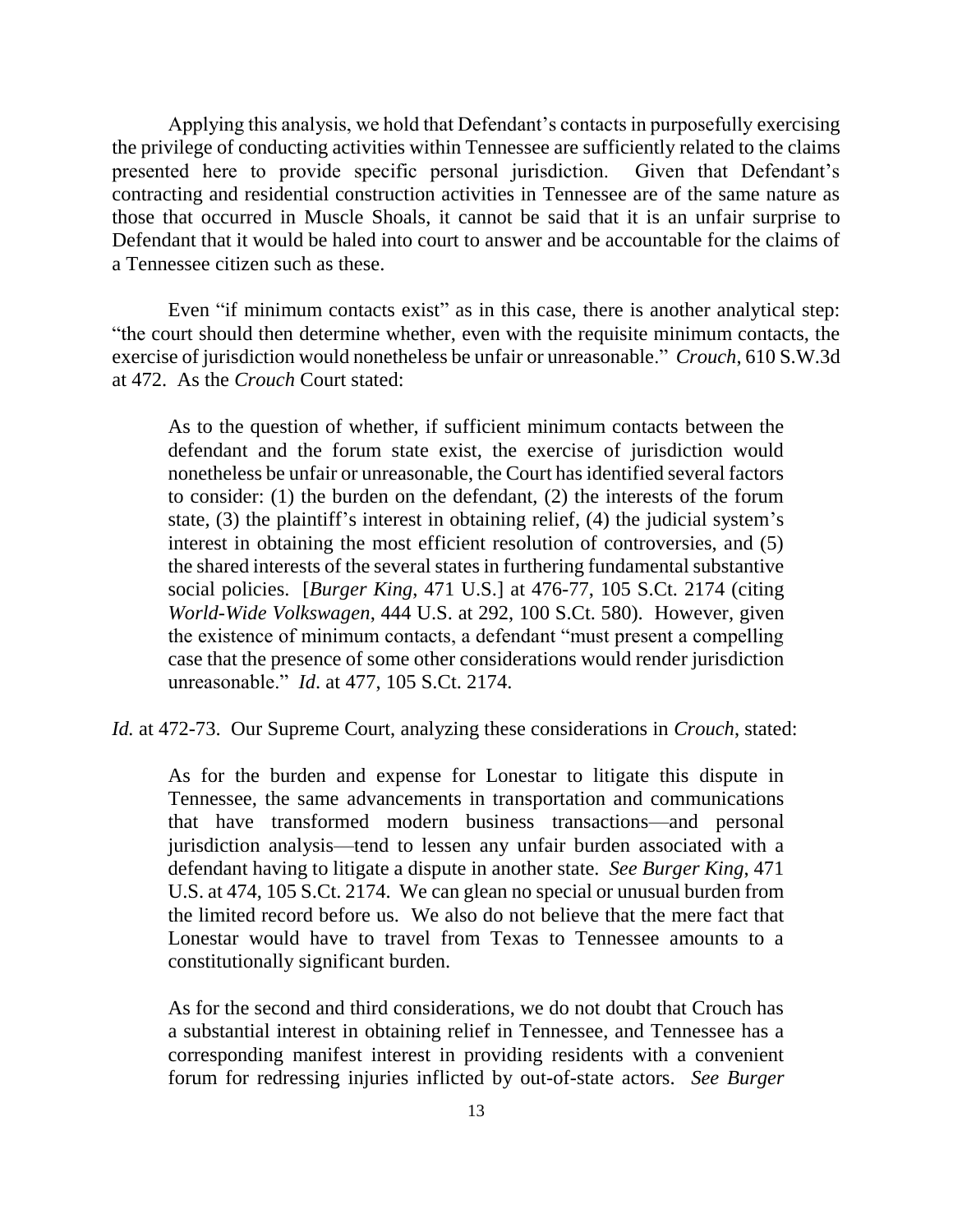Applying this analysis, we hold that Defendant's contacts in purposefully exercising the privilege of conducting activities within Tennessee are sufficiently related to the claims presented here to provide specific personal jurisdiction. Given that Defendant's contracting and residential construction activities in Tennessee are of the same nature as those that occurred in Muscle Shoals, it cannot be said that it is an unfair surprise to Defendant that it would be haled into court to answer and be accountable for the claims of a Tennessee citizen such as these.

Even "if minimum contacts exist" as in this case, there is another analytical step: "the court should then determine whether, even with the requisite minimum contacts, the exercise of jurisdiction would nonetheless be unfair or unreasonable." *Crouch*, 610 S.W.3d at 472. As the *Crouch* Court stated:

> As to the question of whether, if sufficient minimum contacts between the defendant and the forum state exist, the exercise of jurisdiction would nonetheless be unfair or unreasonable, the Court has identified several factors to consider: (1) the burden on the defendant, (2) the interests of the forum state, (3) the plaintiff's interest in obtaining relief, (4) the judicial system's interest in obtaining the most efficient resolution of controversies, and (5) the shared interests of the several states in furthering fundamental substantive social policies. [*Burger King*, 471 U.S.] at 476-77, 105 S.Ct. 2174 (citing *World-Wide Volkswagen*, 444 U.S. at 292, 100 S.Ct. 580). However, given the existence of minimum contacts, a defendant "must present a compelling case that the presence of some other considerations would render jurisdiction unreasonable." *Id*. at 477, 105 S.Ct. 2174.

*Id.* at 472-73. Our Supreme Court, analyzing these considerations in *Crouch*, stated:

> As for the burden and expense for Lonestar to litigate this dispute in Tennessee, the same advancements in transportation and communications that have transformed modern business transactions—and personal jurisdiction analysis—tend to lessen any unfair burden associated with a defendant having to litigate a dispute in another state. *See Burger King*, 471 U.S. at 474, 105 S.Ct. 2174. We can glean no special or unusual burden from the limited record before us. We also do not believe that the mere fact that Lonestar would have to travel from Texas to Tennessee amounts to a constitutionally significant burden.
>
> As for the second and third considerations, we do not doubt that Crouch has a substantial interest in obtaining relief in Tennessee, and Tennessee has a corresponding manifest interest in providing residents with a convenient forum for redressing injuries inflicted by out-of-state actors. *See Burger*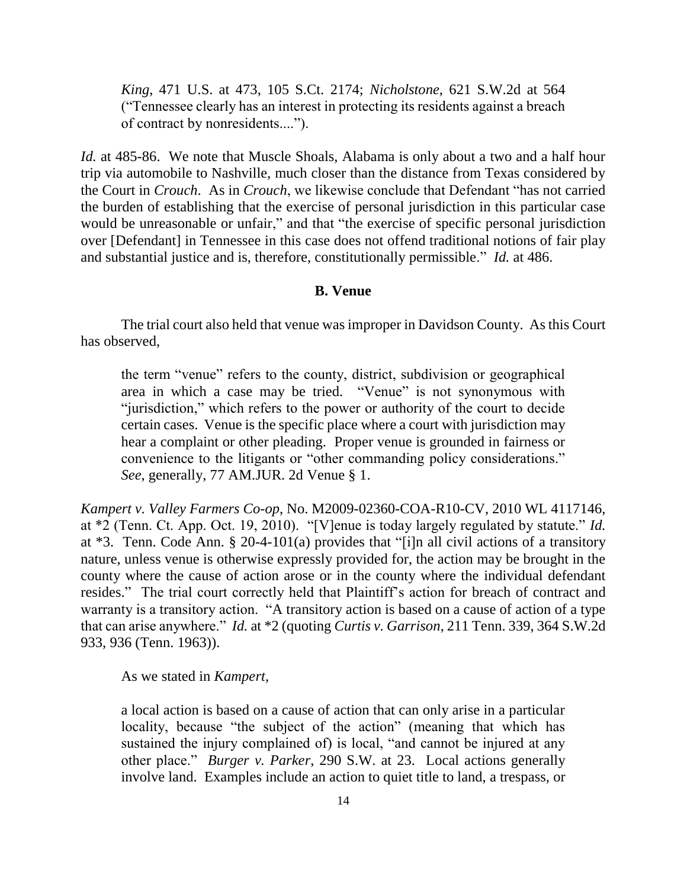> *King*, 471 U.S. at 473, 105 S.Ct. 2174; *Nicholstone*, 621 S.W.2d at 564 ("Tennessee clearly has an interest in protecting its residents against a breach of contract by nonresidents....").

*Id.* at 485-86. We note that Muscle Shoals, Alabama is only about a two and a half hour trip via automobile to Nashville, much closer than the distance from Texas considered by the Court in *Crouch*. As in *Crouch*, we likewise conclude that Defendant "has not carried the burden of establishing that the exercise of personal jurisdiction in this particular case would be unreasonable or unfair," and that "the exercise of specific personal jurisdiction over [Defendant] in Tennessee in this case does not offend traditional notions of fair play and substantial justice and is, therefore, constitutionally permissible." *Id.* at 486.

### B. Venue

The trial court also held that venue was improper in Davidson County. As this Court has observed,

> the term "venue" refers to the county, district, subdivision or geographical area in which a case may be tried. "Venue" is not synonymous with "jurisdiction," which refers to the power or authority of the court to decide certain cases. Venue is the specific place where a court with jurisdiction may hear a complaint or other pleading. Proper venue is grounded in fairness or convenience to the litigants or "other commanding policy considerations." *See*, generally, 77 AM.JUR. 2d Venue § 1.

*Kampert v. Valley Farmers Co-op*, No. M2009-02360-COA-R10-CV, 2010 WL 4117146, at *2 (Tenn. Ct. App. Oct. 19, 2010). "[V]enue is today largely regulated by statute." *Id.* at *3. Tenn. Code Ann. § 20-4-101(a) provides that "[i]n all civil actions of a transitory nature, unless venue is otherwise expressly provided for, the action may be brought in the county where the cause of action arose or in the county where the individual defendant resides." The trial court correctly held that Plaintiff's action for breach of contract and warranty is a transitory action. "A transitory action is based on a cause of action of a type that can arise anywhere." *Id.* at *2 (quoting *Curtis v. Garrison*, 211 Tenn. 339, 364 S.W.2d 933, 936 (Tenn. 1963)).

As we stated in *Kampert*,

> a local action is based on a cause of action that can only arise in a particular locality, because "the subject of the action" (meaning that which has sustained the injury complained of) is local, "and cannot be injured at any other place." *Burger v. Parker*, 290 S.W. at 23. Local actions generally involve land. Examples include an action to quiet title to land, a trespass, or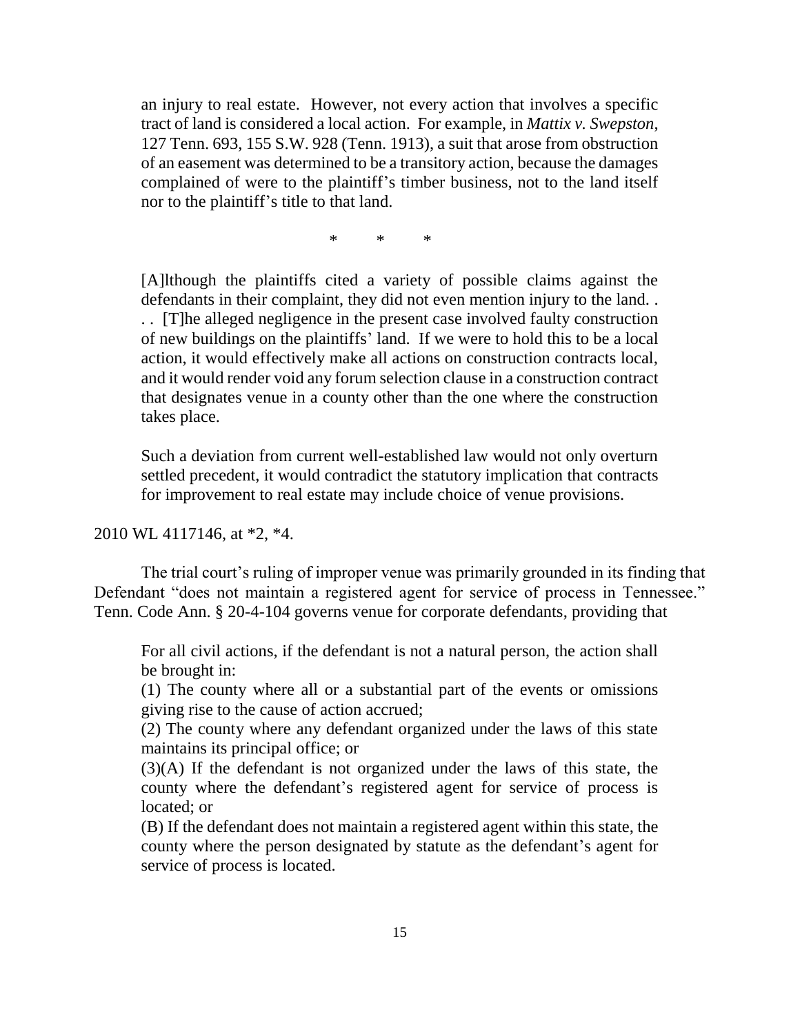> an injury to real estate. However, not every action that involves a specific tract of land is considered a local action. For example, in *Mattix v. Swepston*, 127 Tenn. 693, 155 S.W. 928 (Tenn. 1913), a suit that arose from obstruction of an easement was determined to be a transitory action, because the damages complained of were to the plaintiff's timber business, not to the land itself nor to the plaintiff's title to that land.
>
> \* \* \*
>
> [A]lthough the plaintiffs cited a variety of possible claims against the defendants in their complaint, they did not even mention injury to the land. . . . [T]he alleged negligence in the present case involved faulty construction of new buildings on the plaintiffs' land. If we were to hold this to be a local action, it would effectively make all actions on construction contracts local, and it would render void any forum selection clause in a construction contract that designates venue in a county other than the one where the construction takes place.
>
> Such a deviation from current well-established law would not only overturn settled precedent, it would contradict the statutory implication that contracts for improvement to real estate may include choice of venue provisions.

2010 WL 4117146, at \*2, \*4.

The trial court's ruling of improper venue was primarily grounded in its finding that Defendant "does not maintain a registered agent for service of process in Tennessee." Tenn. Code Ann. § 20-4-104 governs venue for corporate defendants, providing that

> For all civil actions, if the defendant is not a natural person, the action shall be brought in:
>
> (1) The county where all or a substantial part of the events or omissions giving rise to the cause of action accrued;
>
> (2) The county where any defendant organized under the laws of this state maintains its principal office; or
>
> (3)(A) If the defendant is not organized under the laws of this state, the county where the defendant's registered agent for service of process is located; or
>
> (B) If the defendant does not maintain a registered agent within this state, the county where the person designated by statute as the defendant's agent for service of process is located.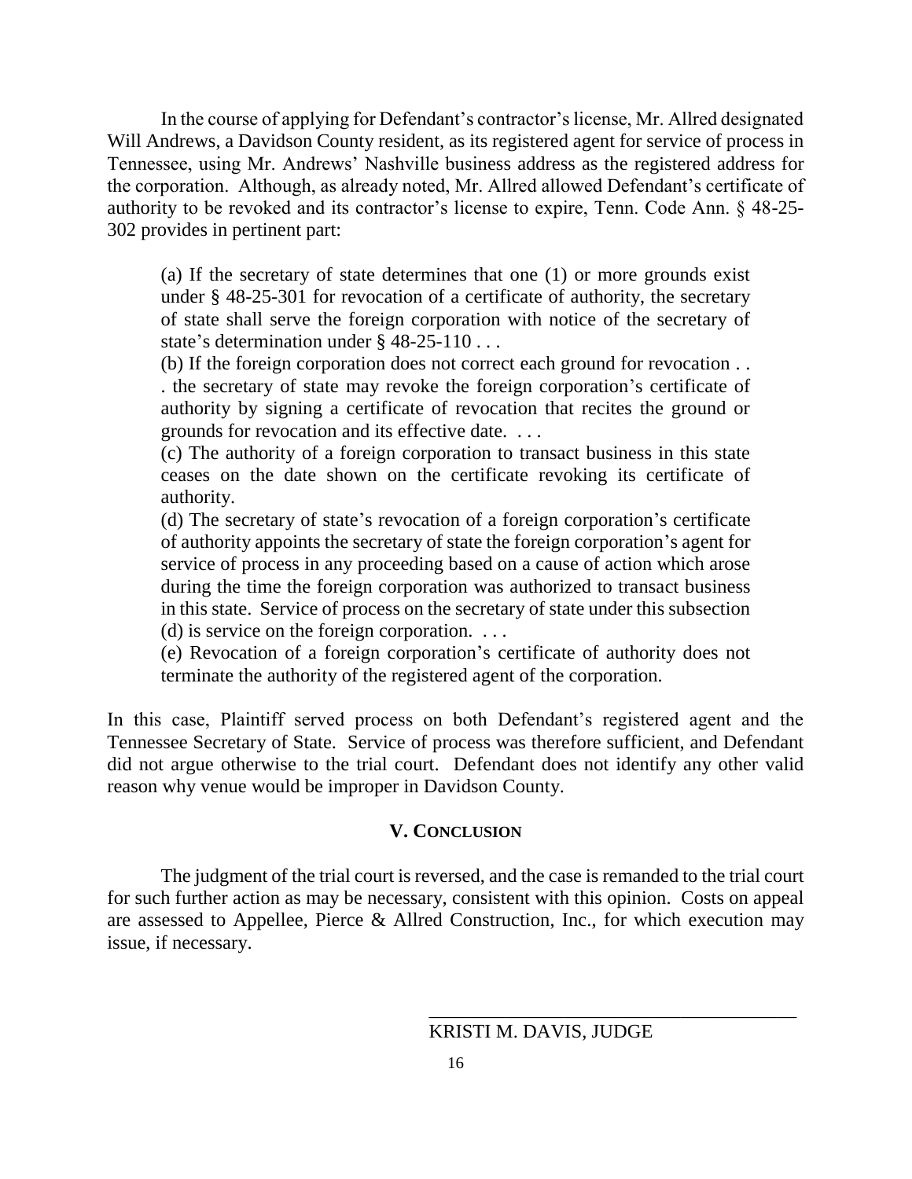In the course of applying for Defendant's contractor's license, Mr. Allred designated Will Andrews, a Davidson County resident, as its registered agent for service of process in Tennessee, using Mr. Andrews' Nashville business address as the registered address for the corporation. Although, as already noted, Mr. Allred allowed Defendant's certificate of authority to be revoked and its contractor's license to expire, Tenn. Code Ann. § 48-25-302 provides in pertinent part:

> (a) If the secretary of state determines that one (1) or more grounds exist under § 48-25-301 for revocation of a certificate of authority, the secretary of state shall serve the foreign corporation with notice of the secretary of state's determination under § 48-25-110 . . .
>
> (b) If the foreign corporation does not correct each ground for revocation . . . the secretary of state may revoke the foreign corporation's certificate of authority by signing a certificate of revocation that recites the ground or grounds for revocation and its effective date. . . .
>
> (c) The authority of a foreign corporation to transact business in this state ceases on the date shown on the certificate revoking its certificate of authority.
>
> (d) The secretary of state's revocation of a foreign corporation's certificate of authority appoints the secretary of state the foreign corporation's agent for service of process in any proceeding based on a cause of action which arose during the time the foreign corporation was authorized to transact business in this state. Service of process on the secretary of state under this subsection (d) is service on the foreign corporation. . . .
>
> (e) Revocation of a foreign corporation's certificate of authority does not terminate the authority of the registered agent of the corporation.

In this case, Plaintiff served process on both Defendant's registered agent and the Tennessee Secretary of State. Service of process was therefore sufficient, and Defendant did not argue otherwise to the trial court. Defendant does not identify any other valid reason why venue would be improper in Davidson County.

## V. CONCLUSION

The judgment of the trial court is reversed, and the case is remanded to the trial court for such further action as may be necessary, consistent with this opinion. Costs on appeal are assessed to Appellee, Pierce & Allred Construction, Inc., for which execution may issue, if necessary.

\_\_\_\_\_\_\_\_\_\_\_\_\_\_\_\_\_\_\_\_\_\_\_\_\_\_\_\_\_\_\_\_\_\_\_\_\_\_\_\_

KRISTI M. DAVIS, JUDGE